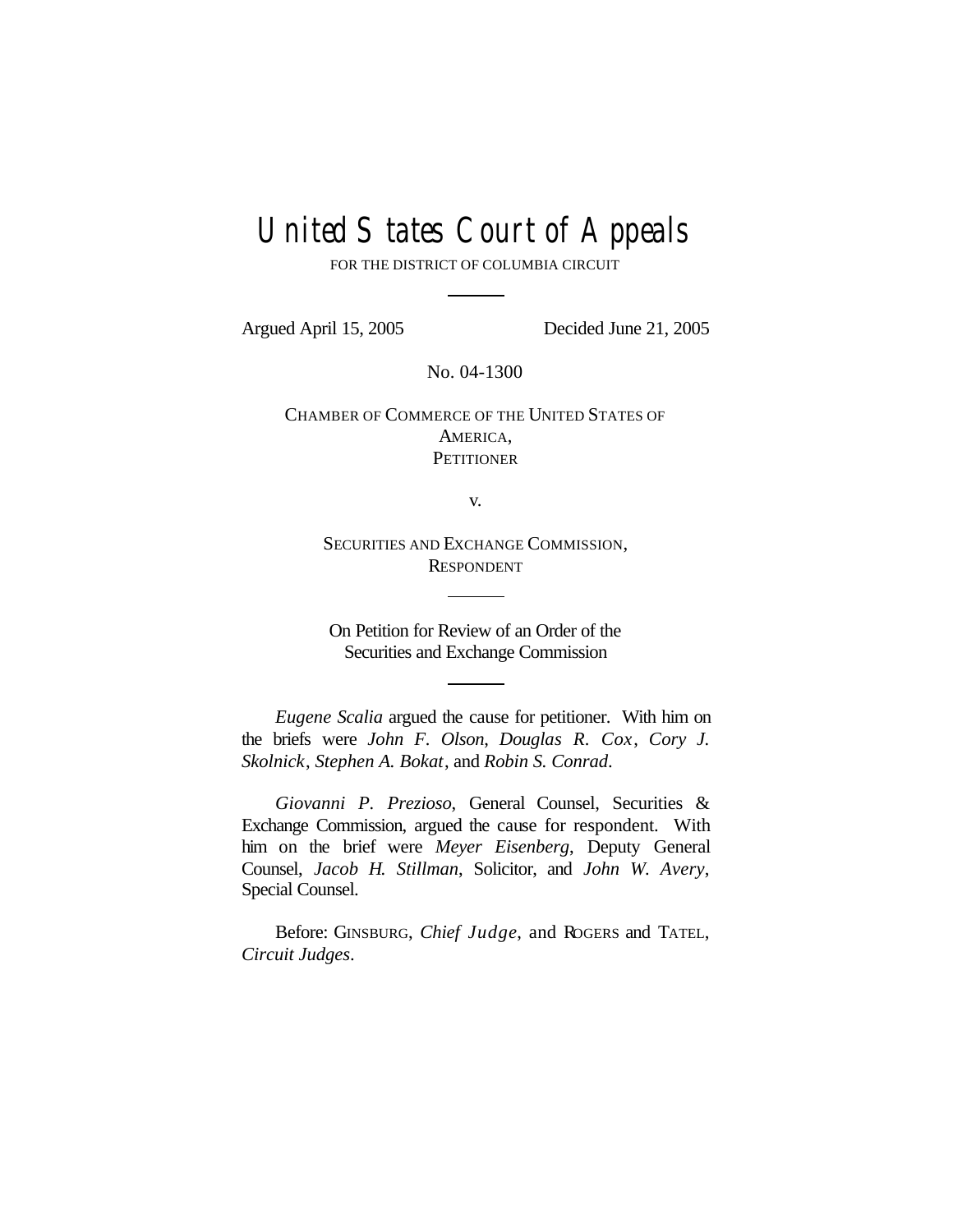# United States Court of Appeals

FOR THE DISTRICT OF COLUMBIA CIRCUIT

---

Argued April 15, 2005 Decided June 21, 2005

No. 04-1300

CHAMBER OF COMMERCE OF THE UNITED STATES OF AMERICA,
PETITIONER

v.

SECURITIES AND EXCHANGE COMMISSION,
RESPONDENT

---

On Petition for Review of an Order of the
Securities and Exchange Commission

---

*Eugene Scalia* argued the cause for petitioner. With him on the briefs were *John F. Olson*, *Douglas R. Cox*, *Cory J. Skolnick*, *Stephen A. Bokat*, and *Robin S. Conrad*.

*Giovanni P. Prezioso*, General Counsel, Securities & Exchange Commission, argued the cause for respondent. With him on the brief were *Meyer Eisenberg*, Deputy General Counsel, *Jacob H. Stillman*, Solicitor, and *John W. Avery*, Special Counsel.

Before: GINSBURG, *Chief Judge*, and ROGERS and TATEL, *Circuit Judges*.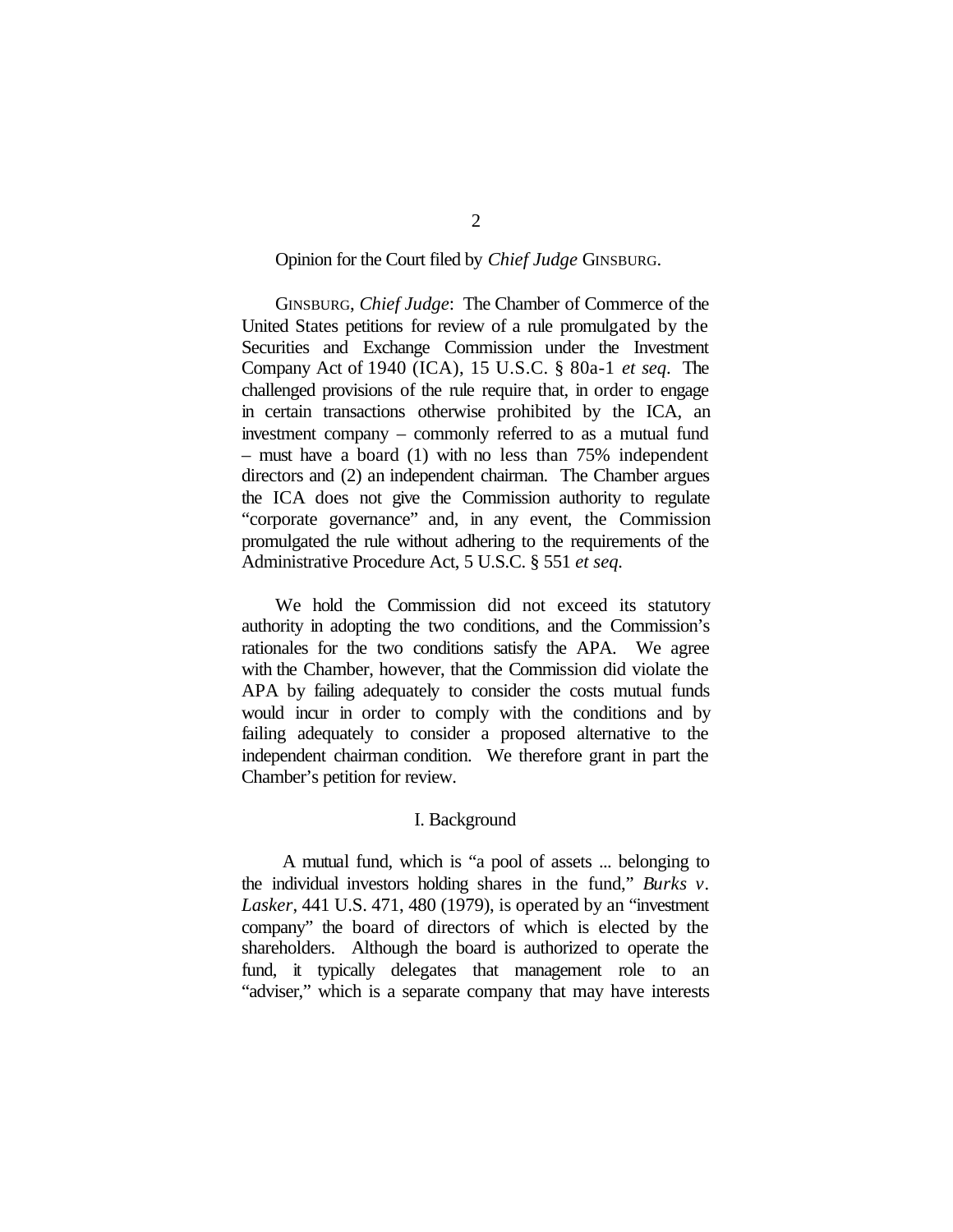Opinion for the Court filed by *Chief Judge* GINSBURG.

GINSBURG, *Chief Judge*: The Chamber of Commerce of the United States petitions for review of a rule promulgated by the Securities and Exchange Commission under the Investment Company Act of 1940 (ICA), 15 U.S.C. § 80a-1 *et seq*. The challenged provisions of the rule require that, in order to engage in certain transactions otherwise prohibited by the ICA, an investment company – commonly referred to as a mutual fund – must have a board (1) with no less than 75% independent directors and (2) an independent chairman. The Chamber argues the ICA does not give the Commission authority to regulate "corporate governance" and, in any event, the Commission promulgated the rule without adhering to the requirements of the Administrative Procedure Act, 5 U.S.C. § 551 *et seq*.

We hold the Commission did not exceed its statutory authority in adopting the two conditions, and the Commission's rationales for the two conditions satisfy the APA. We agree with the Chamber, however, that the Commission did violate the APA by failing adequately to consider the costs mutual funds would incur in order to comply with the conditions and by failing adequately to consider a proposed alternative to the independent chairman condition. We therefore grant in part the Chamber's petition for review.

## I. Background

A mutual fund, which is "a pool of assets ... belonging to the individual investors holding shares in the fund," *Burks v. Lasker*, 441 U.S. 471, 480 (1979), is operated by an "investment company" the board of directors of which is elected by the shareholders. Although the board is authorized to operate the fund, it typically delegates that management role to an "adviser," which is a separate company that may have interests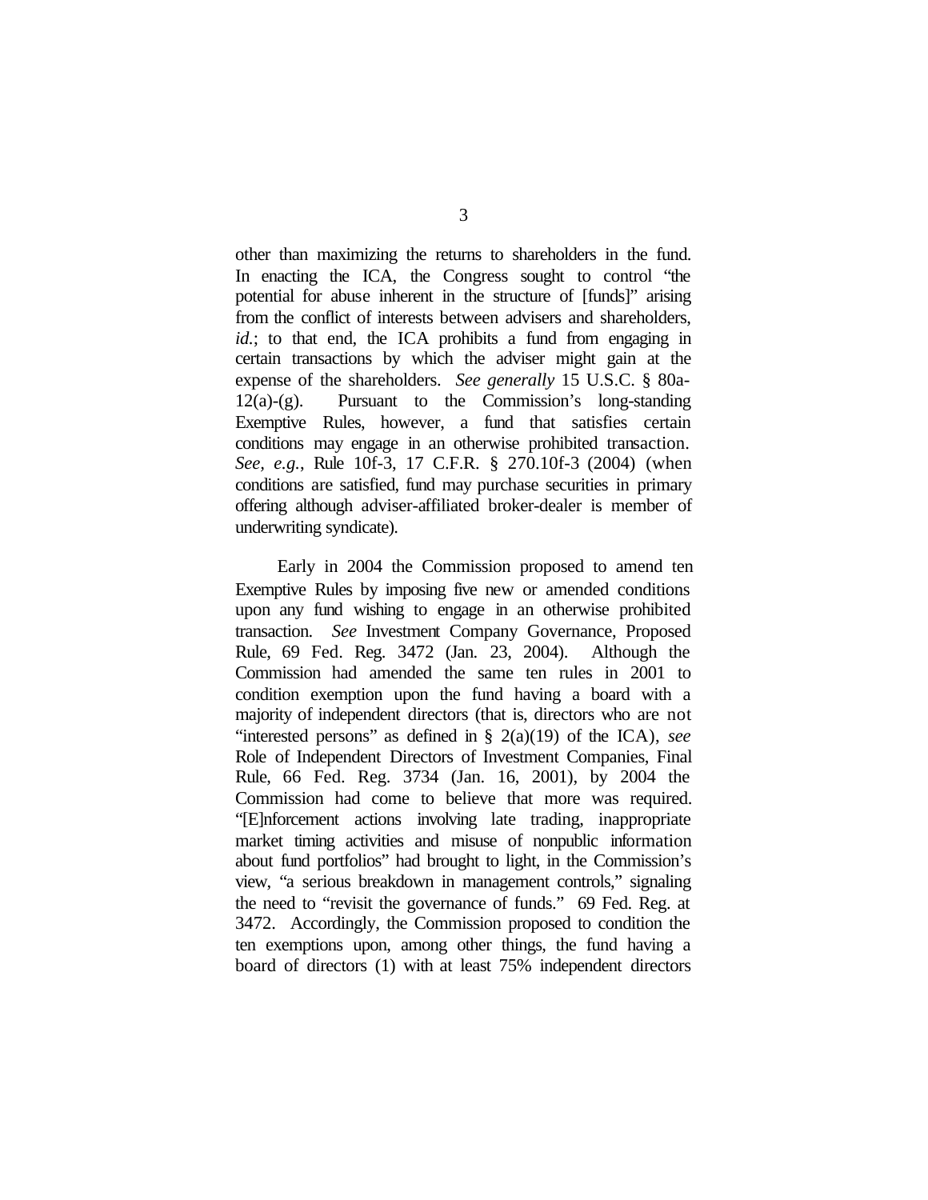other than maximizing the returns to shareholders in the fund. In enacting the ICA, the Congress sought to control "the potential for abuse inherent in the structure of [funds]" arising from the conflict of interests between advisers and shareholders, *id.*; to that end, the ICA prohibits a fund from engaging in certain transactions by which the adviser might gain at the expense of the shareholders. *See generally* 15 U.S.C. § 80a-12(a)-(g). Pursuant to the Commission's long-standing Exemptive Rules, however, a fund that satisfies certain conditions may engage in an otherwise prohibited transaction. *See, e.g.*, Rule 10f-3, 17 C.F.R. § 270.10f-3 (2004) (when conditions are satisfied, fund may purchase securities in primary offering although adviser-affiliated broker-dealer is member of underwriting syndicate).

Early in 2004 the Commission proposed to amend ten Exemptive Rules by imposing five new or amended conditions upon any fund wishing to engage in an otherwise prohibited transaction. *See* Investment Company Governance, Proposed Rule, 69 Fed. Reg. 3472 (Jan. 23, 2004). Although the Commission had amended the same ten rules in 2001 to condition exemption upon the fund having a board with a majority of independent directors (that is, directors who are not "interested persons" as defined in § 2(a)(19) of the ICA), *see* Role of Independent Directors of Investment Companies, Final Rule, 66 Fed. Reg. 3734 (Jan. 16, 2001), by 2004 the Commission had come to believe that more was required. "[E]nforcement actions involving late trading, inappropriate market timing activities and misuse of nonpublic information about fund portfolios" had brought to light, in the Commission's view, "a serious breakdown in management controls," signaling the need to "revisit the governance of funds." 69 Fed. Reg. at 3472. Accordingly, the Commission proposed to condition the ten exemptions upon, among other things, the fund having a board of directors (1) with at least 75% independent directors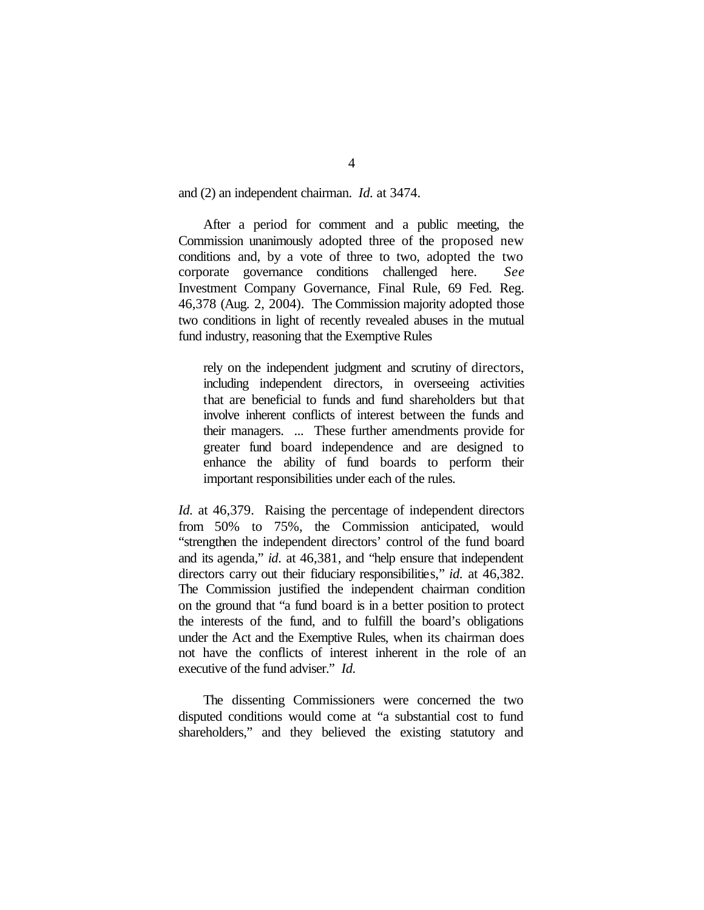and (2) an independent chairman. *Id.* at 3474.

After a period for comment and a public meeting, the Commission unanimously adopted three of the proposed new conditions and, by a vote of three to two, adopted the two corporate governance conditions challenged here. *See* Investment Company Governance, Final Rule, 69 Fed. Reg. 46,378 (Aug. 2, 2004). The Commission majority adopted those two conditions in light of recently revealed abuses in the mutual fund industry, reasoning that the Exemptive Rules

> rely on the independent judgment and scrutiny of directors, including independent directors, in overseeing activities that are beneficial to funds and fund shareholders but that involve inherent conflicts of interest between the funds and their managers. ... These further amendments provide for greater fund board independence and are designed to enhance the ability of fund boards to perform their important responsibilities under each of the rules.

*Id.* at 46,379. Raising the percentage of independent directors from 50% to 75%, the Commission anticipated, would "strengthen the independent directors' control of the fund board and its agenda," *id.* at 46,381, and "help ensure that independent directors carry out their fiduciary responsibilities," *id.* at 46,382. The Commission justified the independent chairman condition on the ground that "a fund board is in a better position to protect the interests of the fund, and to fulfill the board's obligations under the Act and the Exemptive Rules, when its chairman does not have the conflicts of interest inherent in the role of an executive of the fund adviser." *Id.*

The dissenting Commissioners were concerned the two disputed conditions would come at "a substantial cost to fund shareholders," and they believed the existing statutory and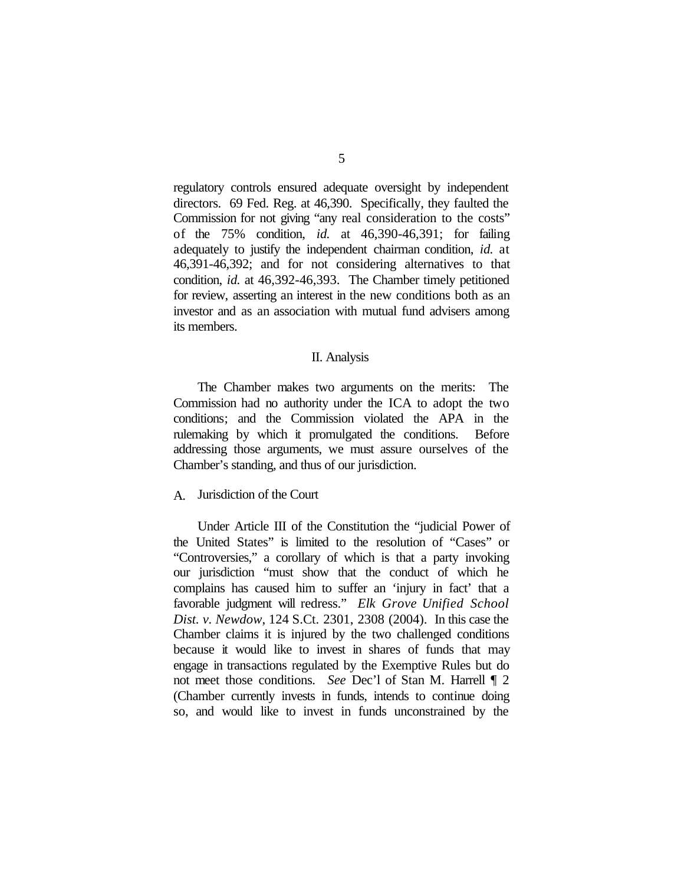regulatory controls ensured adequate oversight by independent directors. 69 Fed. Reg. at 46,390. Specifically, they faulted the Commission for not giving "any real consideration to the costs" of the 75% condition, *id.* at 46,390-46,391; for failing adequately to justify the independent chairman condition, *id.* at 46,391-46,392; and for not considering alternatives to that condition, *id.* at 46,392-46,393. The Chamber timely petitioned for review, asserting an interest in the new conditions both as an investor and as an association with mutual fund advisers among its members.

## II. Analysis

The Chamber makes two arguments on the merits: The Commission had no authority under the ICA to adopt the two conditions; and the Commission violated the APA in the rulemaking by which it promulgated the conditions. Before addressing those arguments, we must assure ourselves of the Chamber's standing, and thus of our jurisdiction.

### A. Jurisdiction of the Court

Under Article III of the Constitution the "judicial Power of the United States" is limited to the resolution of "Cases" or "Controversies," a corollary of which is that a party invoking our jurisdiction "must show that the conduct of which he complains has caused him to suffer an 'injury in fact' that a favorable judgment will redress." *Elk Grove Unified School Dist. v. Newdow*, 124 S.Ct. 2301, 2308 (2004). In this case the Chamber claims it is injured by the two challenged conditions because it would like to invest in shares of funds that may engage in transactions regulated by the Exemptive Rules but do not meet those conditions. *See* Dec'l of Stan M. Harrell ¶ 2 (Chamber currently invests in funds, intends to continue doing so, and would like to invest in funds unconstrained by the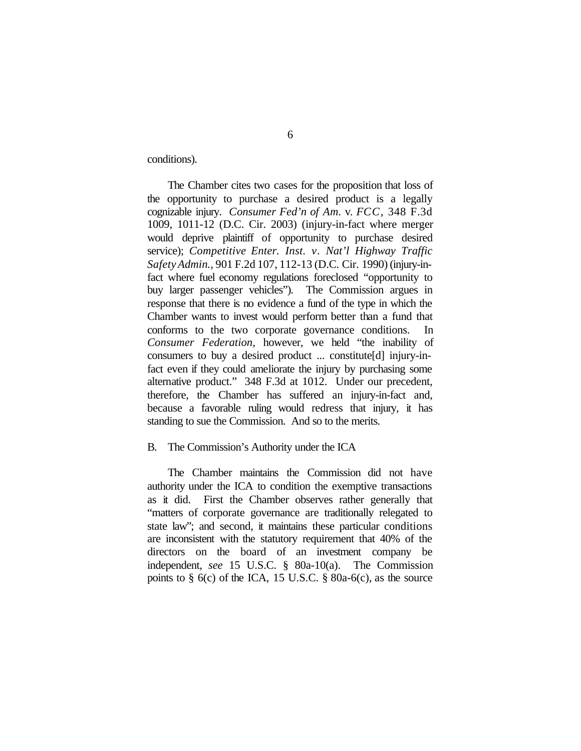conditions).

The Chamber cites two cases for the proposition that loss of the opportunity to purchase a desired product is a legally cognizable injury. *Consumer Fed'n of Am.* v. *FCC*, 348 F.3d 1009, 1011-12 (D.C. Cir. 2003) (injury-in-fact where merger would deprive plaintiff of opportunity to purchase desired service); *Competitive Enter. Inst. v. Nat'l Highway Traffic Safety Admin.*, 901 F.2d 107, 112-13 (D.C. Cir. 1990) (injury-in-fact where fuel economy regulations foreclosed "opportunity to buy larger passenger vehicles"). The Commission argues in response that there is no evidence a fund of the type in which the Chamber wants to invest would perform better than a fund that conforms to the two corporate governance conditions. In *Consumer Federation*, however, we held "the inability of consumers to buy a desired product ... constitute[d] injury-in-fact even if they could ameliorate the injury by purchasing some alternative product." 348 F.3d at 1012. Under our precedent, therefore, the Chamber has suffered an injury-in-fact and, because a favorable ruling would redress that injury, it has standing to sue the Commission. And so to the merits.

B. The Commission's Authority under the ICA

The Chamber maintains the Commission did not have authority under the ICA to condition the exemptive transactions as it did. First the Chamber observes rather generally that "matters of corporate governance are traditionally relegated to state law"; and second, it maintains these particular conditions are inconsistent with the statutory requirement that 40% of the directors on the board of an investment company be independent, *see* 15 U.S.C. § 80a-10(a). The Commission points to § 6(c) of the ICA, 15 U.S.C. § 80a-6(c), as the source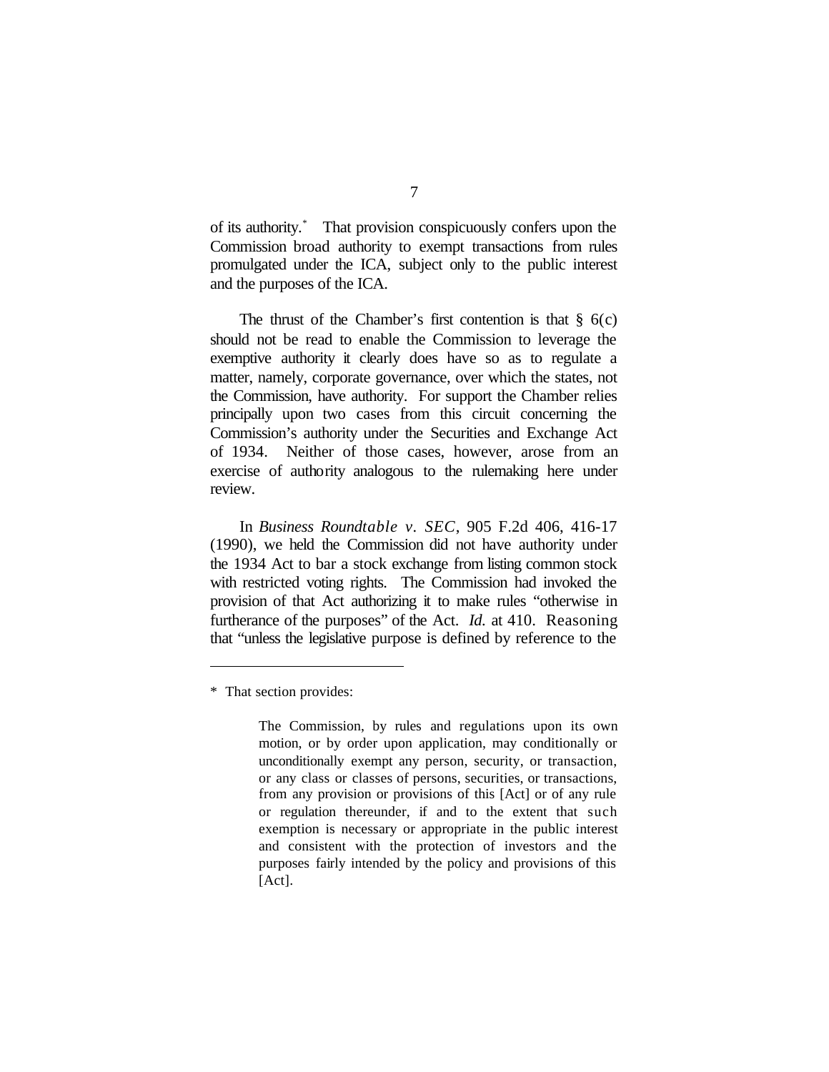of its authority.* That provision conspicuously confers upon the Commission broad authority to exempt transactions from rules promulgated under the ICA, subject only to the public interest and the purposes of the ICA.

The thrust of the Chamber's first contention is that § 6(c) should not be read to enable the Commission to leverage the exemptive authority it clearly does have so as to regulate a matter, namely, corporate governance, over which the states, not the Commission, have authority. For support the Chamber relies principally upon two cases from this circuit concerning the Commission's authority under the Securities and Exchange Act of 1934. Neither of those cases, however, arose from an exercise of authority analogous to the rulemaking here under review.

In *Business Roundtable v. SEC*, 905 F.2d 406, 416-17 (1990), we held the Commission did not have authority under the 1934 Act to bar a stock exchange from listing common stock with restricted voting rights. The Commission had invoked the provision of that Act authorizing it to make rules "otherwise in furtherance of the purposes" of the Act. *Id.* at 410. Reasoning that "unless the legislative purpose is defined by reference to the

---

\* That section provides:

> The Commission, by rules and regulations upon its own motion, or by order upon application, may conditionally or unconditionally exempt any person, security, or transaction, or any class or classes of persons, securities, or transactions, from any provision or provisions of this [Act] or of any rule or regulation thereunder, if and to the extent that such exemption is necessary or appropriate in the public interest and consistent with the protection of investors and the purposes fairly intended by the policy and provisions of this [Act].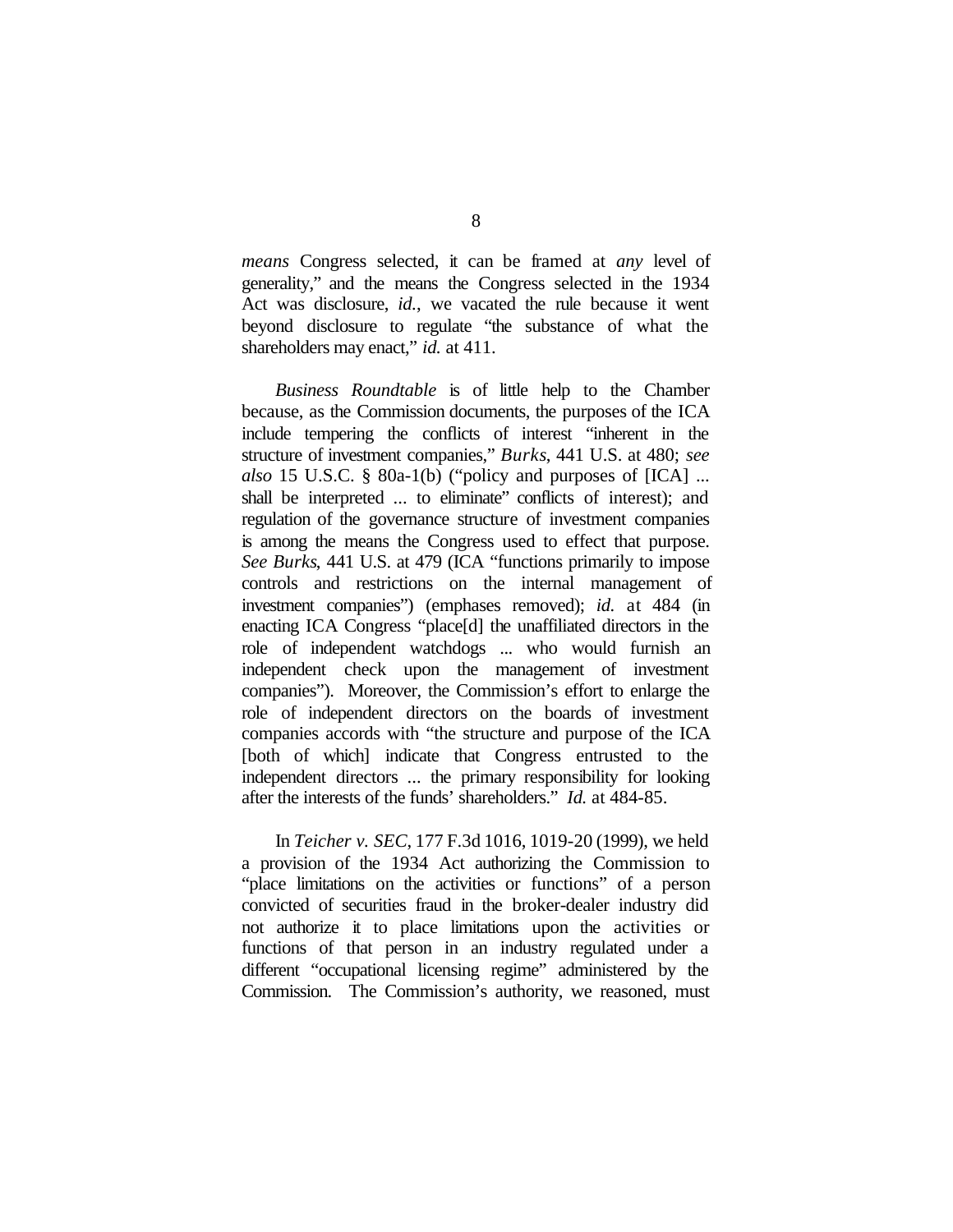*means* Congress selected, it can be framed at *any* level of generality," and the means the Congress selected in the 1934 Act was disclosure, *id.*, we vacated the rule because it went beyond disclosure to regulate "the substance of what the shareholders may enact," *id.* at 411.

*Business Roundtable* is of little help to the Chamber because, as the Commission documents, the purposes of the ICA include tempering the conflicts of interest "inherent in the structure of investment companies," *Burks*, 441 U.S. at 480; *see also* 15 U.S.C. § 80a-1(b) ("policy and purposes of [ICA] ... shall be interpreted ... to eliminate" conflicts of interest); and regulation of the governance structure of investment companies is among the means the Congress used to effect that purpose. *See Burks*, 441 U.S. at 479 (ICA "functions primarily to impose controls and restrictions on the internal management of investment companies") (emphases removed); *id.* at 484 (in enacting ICA Congress "place[d] the unaffiliated directors in the role of independent watchdogs ... who would furnish an independent check upon the management of investment companies"). Moreover, the Commission's effort to enlarge the role of independent directors on the boards of investment companies accords with "the structure and purpose of the ICA [both of which] indicate that Congress entrusted to the independent directors ... the primary responsibility for looking after the interests of the funds' shareholders." *Id.* at 484-85.

In *Teicher v. SEC*, 177 F.3d 1016, 1019-20 (1999), we held a provision of the 1934 Act authorizing the Commission to "place limitations on the activities or functions" of a person convicted of securities fraud in the broker-dealer industry did not authorize it to place limitations upon the activities or functions of that person in an industry regulated under a different "occupational licensing regime" administered by the Commission. The Commission's authority, we reasoned, must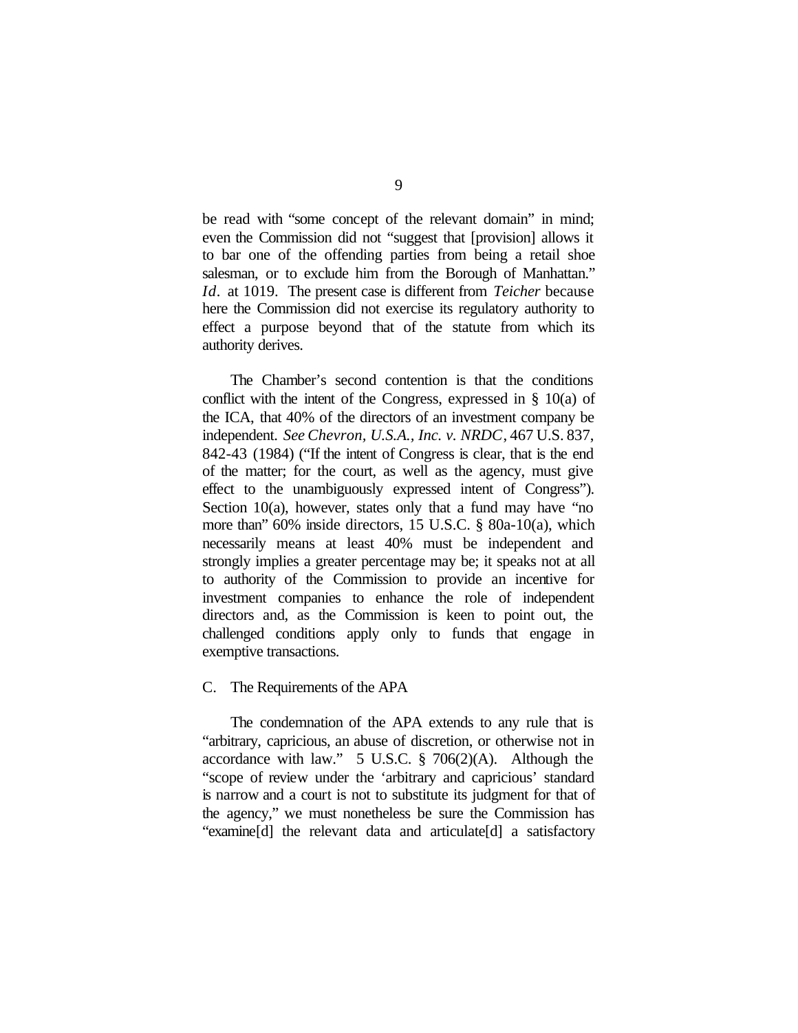be read with "some concept of the relevant domain" in mind; even the Commission did not "suggest that [provision] allows it to bar one of the offending parties from being a retail shoe salesman, or to exclude him from the Borough of Manhattan." *Id*. at 1019. The present case is different from *Teicher* because here the Commission did not exercise its regulatory authority to effect a purpose beyond that of the statute from which its authority derives.

The Chamber's second contention is that the conditions conflict with the intent of the Congress, expressed in § 10(a) of the ICA, that 40% of the directors of an investment company be independent. *See Chevron, U.S.A., Inc. v. NRDC*, 467 U.S. 837, 842-43 (1984) ("If the intent of Congress is clear, that is the end of the matter; for the court, as well as the agency, must give effect to the unambiguously expressed intent of Congress"). Section 10(a), however, states only that a fund may have "no more than" 60% inside directors, 15 U.S.C. § 80a-10(a), which necessarily means at least 40% must be independent and strongly implies a greater percentage may be; it speaks not at all to authority of the Commission to provide an incentive for investment companies to enhance the role of independent directors and, as the Commission is keen to point out, the challenged conditions apply only to funds that engage in exemptive transactions.

### C. The Requirements of the APA

The condemnation of the APA extends to any rule that is "arbitrary, capricious, an abuse of discretion, or otherwise not in accordance with law." 5 U.S.C. § 706(2)(A). Although the "scope of review under the 'arbitrary and capricious' standard is narrow and a court is not to substitute its judgment for that of the agency," we must nonetheless be sure the Commission has "examine[d] the relevant data and articulate[d] a satisfactory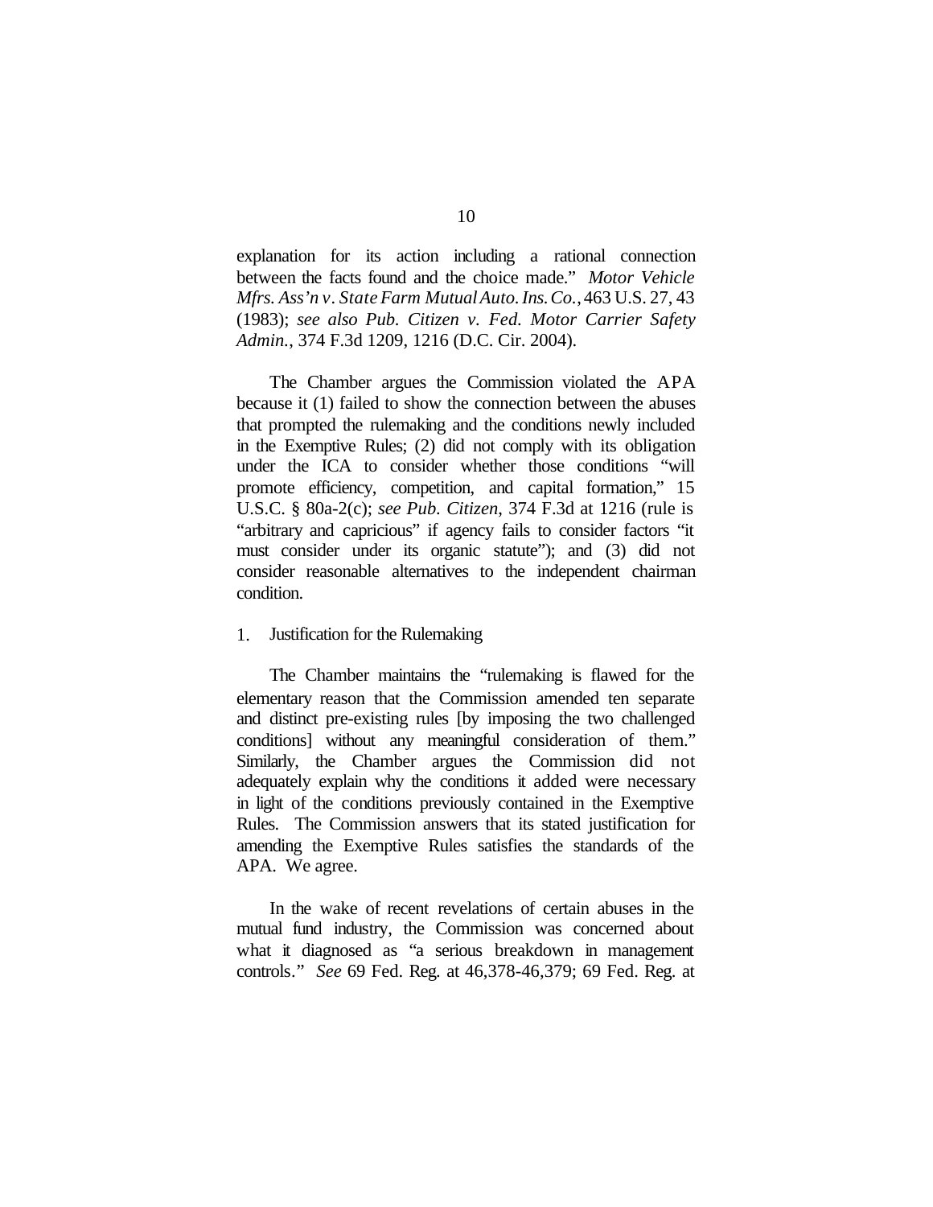explanation for its action including a rational connection between the facts found and the choice made." *Motor Vehicle Mfrs. Ass'n v. State Farm Mutual Auto. Ins. Co.*, 463 U.S. 27, 43 (1983); *see also Pub. Citizen v. Fed. Motor Carrier Safety Admin.*, 374 F.3d 1209, 1216 (D.C. Cir. 2004).

The Chamber argues the Commission violated the APA because it (1) failed to show the connection between the abuses that prompted the rulemaking and the conditions newly included in the Exemptive Rules; (2) did not comply with its obligation under the ICA to consider whether those conditions "will promote efficiency, competition, and capital formation," 15 U.S.C. § 80a-2(c); *see Pub. Citizen*, 374 F.3d at 1216 (rule is "arbitrary and capricious" if agency fails to consider factors "it must consider under its organic statute"); and (3) did not consider reasonable alternatives to the independent chairman condition.

### 1. Justification for the Rulemaking

The Chamber maintains the "rulemaking is flawed for the elementary reason that the Commission amended ten separate and distinct pre-existing rules [by imposing the two challenged conditions] without any meaningful consideration of them." Similarly, the Chamber argues the Commission did not adequately explain why the conditions it added were necessary in light of the conditions previously contained in the Exemptive Rules. The Commission answers that its stated justification for amending the Exemptive Rules satisfies the standards of the APA. We agree.

In the wake of recent revelations of certain abuses in the mutual fund industry, the Commission was concerned about what it diagnosed as "a serious breakdown in management controls." *See* 69 Fed. Reg. at 46,378-46,379; 69 Fed. Reg. at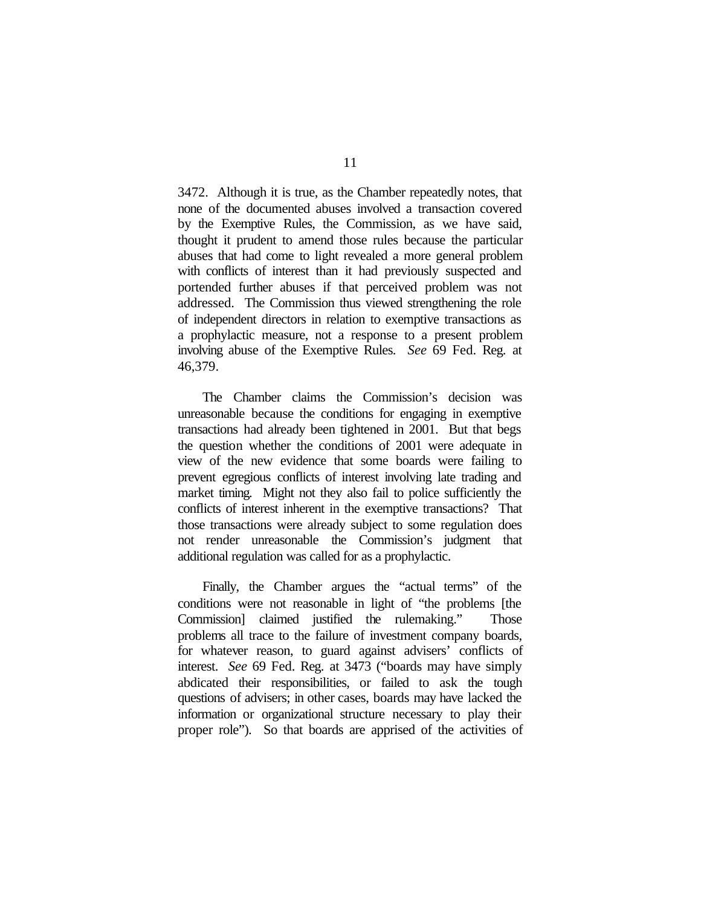3472. Although it is true, as the Chamber repeatedly notes, that none of the documented abuses involved a transaction covered by the Exemptive Rules, the Commission, as we have said, thought it prudent to amend those rules because the particular abuses that had come to light revealed a more general problem with conflicts of interest than it had previously suspected and portended further abuses if that perceived problem was not addressed. The Commission thus viewed strengthening the role of independent directors in relation to exemptive transactions as a prophylactic measure, not a response to a present problem involving abuse of the Exemptive Rules. *See* 69 Fed. Reg. at 46,379.

The Chamber claims the Commission's decision was unreasonable because the conditions for engaging in exemptive transactions had already been tightened in 2001. But that begs the question whether the conditions of 2001 were adequate in view of the new evidence that some boards were failing to prevent egregious conflicts of interest involving late trading and market timing. Might not they also fail to police sufficiently the conflicts of interest inherent in the exemptive transactions? That those transactions were already subject to some regulation does not render unreasonable the Commission's judgment that additional regulation was called for as a prophylactic.

Finally, the Chamber argues the "actual terms" of the conditions were not reasonable in light of "the problems [the Commission] claimed justified the rulemaking." Those problems all trace to the failure of investment company boards, for whatever reason, to guard against advisers' conflicts of interest. *See* 69 Fed. Reg. at 3473 ("boards may have simply abdicated their responsibilities, or failed to ask the tough questions of advisers; in other cases, boards may have lacked the information or organizational structure necessary to play their proper role"). So that boards are apprised of the activities of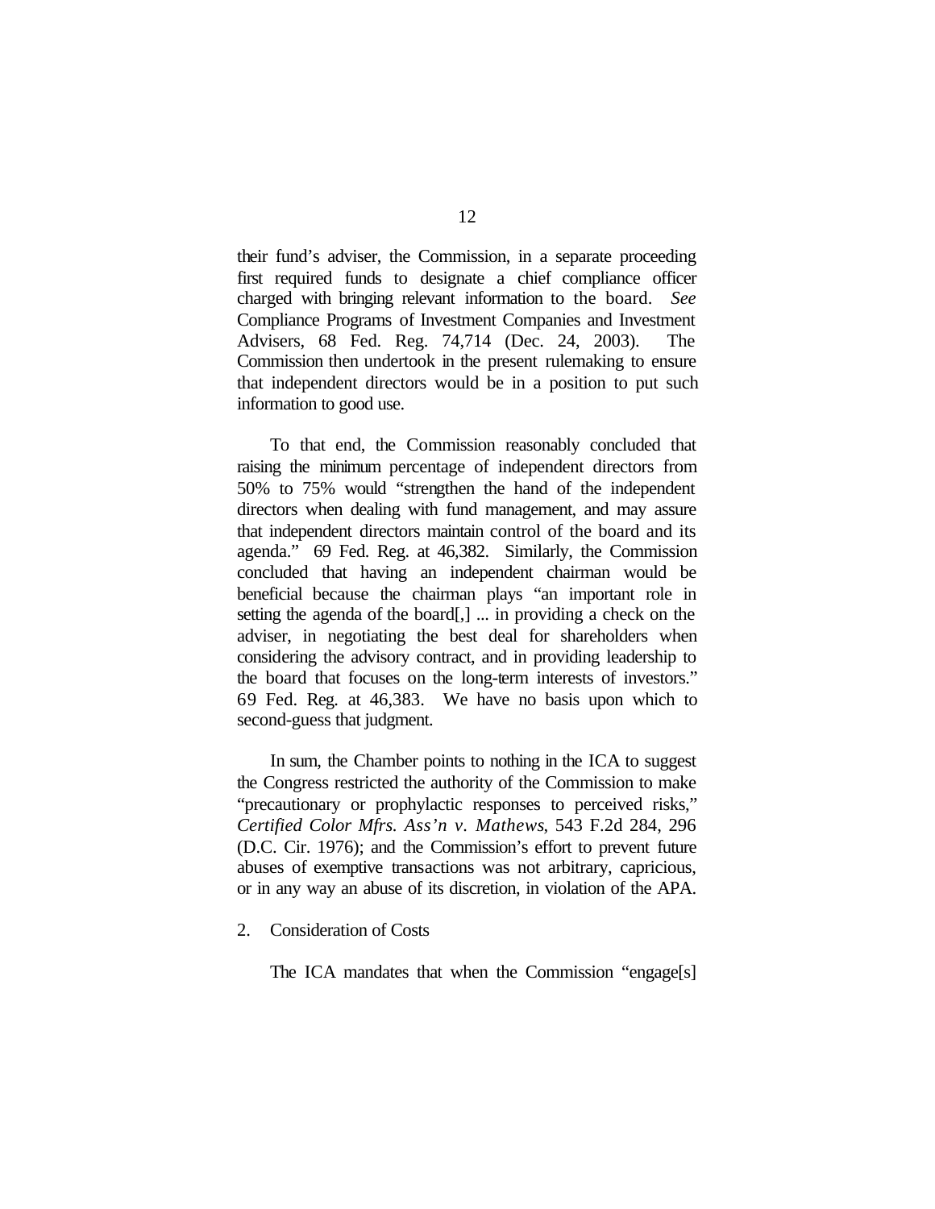their fund's adviser, the Commission, in a separate proceeding first required funds to designate a chief compliance officer charged with bringing relevant information to the board. *See* Compliance Programs of Investment Companies and Investment Advisers, 68 Fed. Reg. 74,714 (Dec. 24, 2003). The Commission then undertook in the present rulemaking to ensure that independent directors would be in a position to put such information to good use.

To that end, the Commission reasonably concluded that raising the minimum percentage of independent directors from 50% to 75% would "strengthen the hand of the independent directors when dealing with fund management, and may assure that independent directors maintain control of the board and its agenda." 69 Fed. Reg. at 46,382. Similarly, the Commission concluded that having an independent chairman would be beneficial because the chairman plays "an important role in setting the agenda of the board[,] ... in providing a check on the adviser, in negotiating the best deal for shareholders when considering the advisory contract, and in providing leadership to the board that focuses on the long-term interests of investors." 69 Fed. Reg. at 46,383. We have no basis upon which to second-guess that judgment.

In sum, the Chamber points to nothing in the ICA to suggest the Congress restricted the authority of the Commission to make "precautionary or prophylactic responses to perceived risks," *Certified Color Mfrs. Ass'n v. Mathews*, 543 F.2d 284, 296 (D.C. Cir. 1976); and the Commission's effort to prevent future abuses of exemptive transactions was not arbitrary, capricious, or in any way an abuse of its discretion, in violation of the APA.

2. Consideration of Costs

The ICA mandates that when the Commission "engage[s]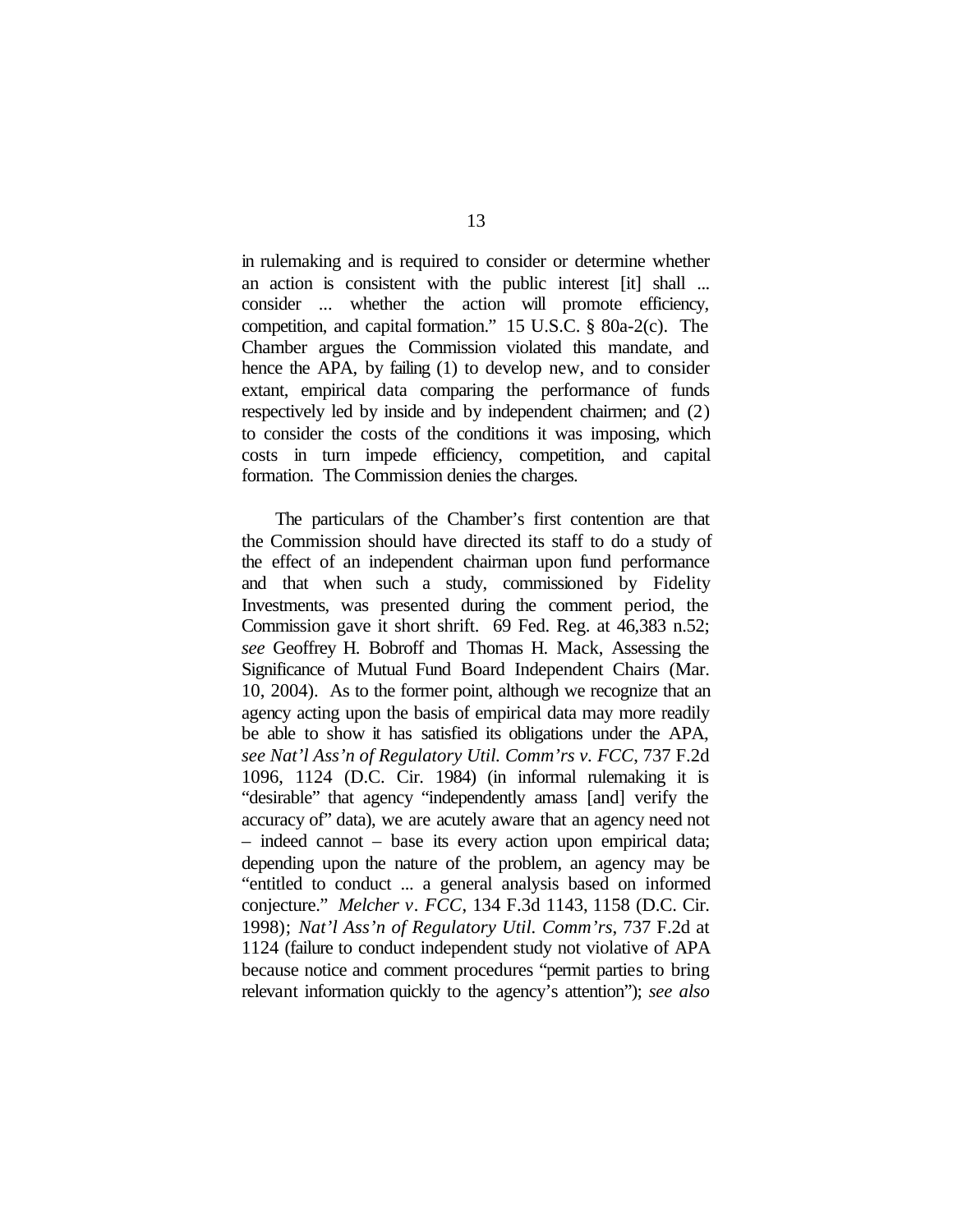in rulemaking and is required to consider or determine whether an action is consistent with the public interest [it] shall ... consider ... whether the action will promote efficiency, competition, and capital formation." 15 U.S.C. § 80a-2(c). The Chamber argues the Commission violated this mandate, and hence the APA, by failing (1) to develop new, and to consider extant, empirical data comparing the performance of funds respectively led by inside and by independent chairmen; and (2) to consider the costs of the conditions it was imposing, which costs in turn impede efficiency, competition, and capital formation. The Commission denies the charges.

The particulars of the Chamber's first contention are that the Commission should have directed its staff to do a study of the effect of an independent chairman upon fund performance and that when such a study, commissioned by Fidelity Investments, was presented during the comment period, the Commission gave it short shrift. 69 Fed. Reg. at 46,383 n.52; *see* Geoffrey H. Bobroff and Thomas H. Mack, Assessing the Significance of Mutual Fund Board Independent Chairs (Mar. 10, 2004). As to the former point, although we recognize that an agency acting upon the basis of empirical data may more readily be able to show it has satisfied its obligations under the APA, *see Nat'l Ass'n of Regulatory Util. Comm'rs v. FCC*, 737 F.2d 1096, 1124 (D.C. Cir. 1984) (in informal rulemaking it is "desirable" that agency "independently amass [and] verify the accuracy of" data), we are acutely aware that an agency need not – indeed cannot – base its every action upon empirical data; depending upon the nature of the problem, an agency may be "entitled to conduct ... a general analysis based on informed conjecture." *Melcher v. FCC*, 134 F.3d 1143, 1158 (D.C. Cir. 1998); *Nat'l Ass'n of Regulatory Util. Comm'rs*, 737 F.2d at 1124 (failure to conduct independent study not violative of APA because notice and comment procedures "permit parties to bring relevant information quickly to the agency's attention"); *see also*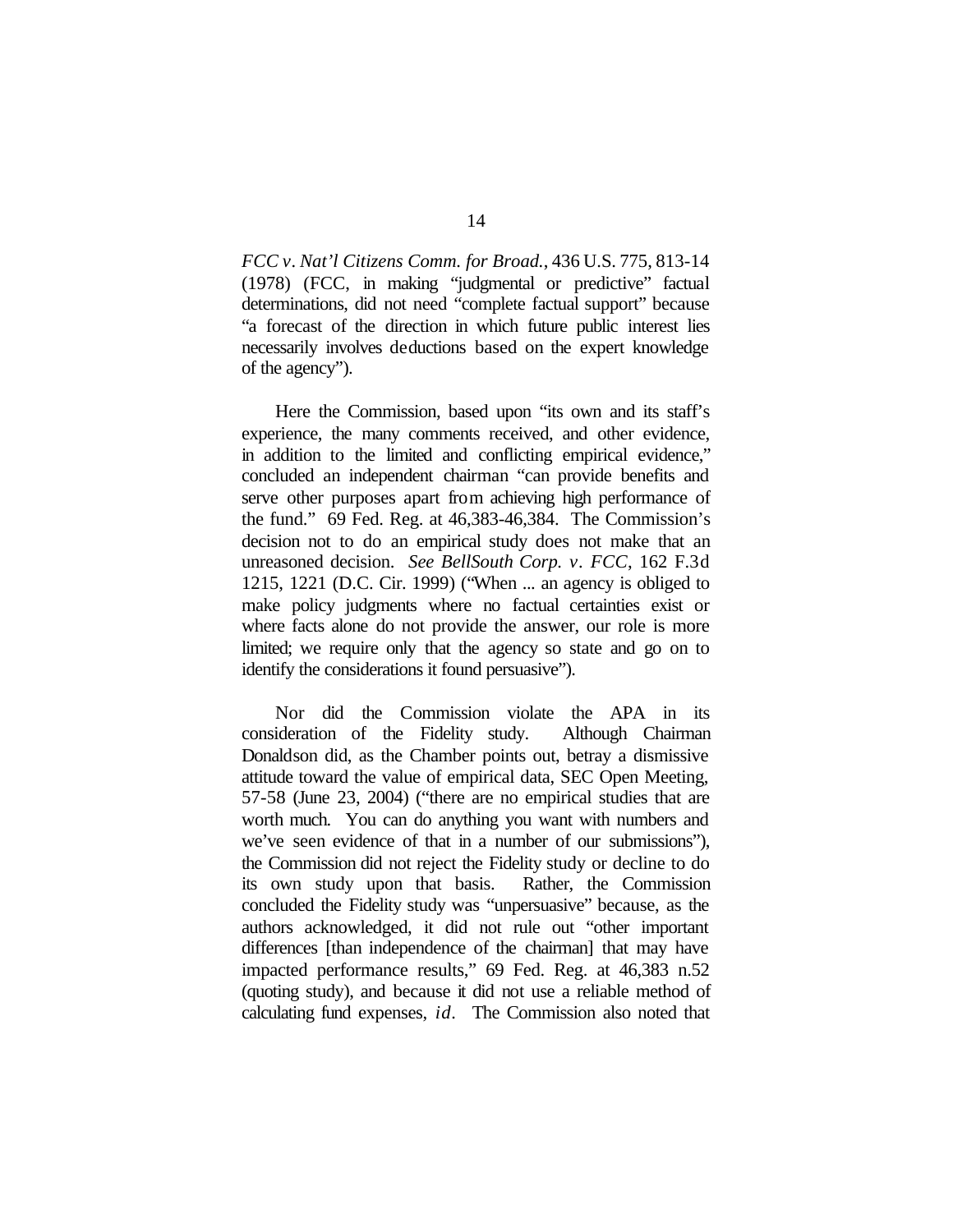*FCC v. Nat'l Citizens Comm. for Broad.*, 436 U.S. 775, 813-14 (1978) (FCC, in making "judgmental or predictive" factual determinations, did not need "complete factual support" because "a forecast of the direction in which future public interest lies necessarily involves deductions based on the expert knowledge of the agency").

Here the Commission, based upon "its own and its staff's experience, the many comments received, and other evidence, in addition to the limited and conflicting empirical evidence," concluded an independent chairman "can provide benefits and serve other purposes apart from achieving high performance of the fund." 69 Fed. Reg. at 46,383-46,384. The Commission's decision not to do an empirical study does not make that an unreasoned decision. *See BellSouth Corp. v. FCC*, 162 F.3d 1215, 1221 (D.C. Cir. 1999) ("When ... an agency is obliged to make policy judgments where no factual certainties exist or where facts alone do not provide the answer, our role is more limited; we require only that the agency so state and go on to identify the considerations it found persuasive").

Nor did the Commission violate the APA in its consideration of the Fidelity study. Although Chairman Donaldson did, as the Chamber points out, betray a dismissive attitude toward the value of empirical data, SEC Open Meeting, 57-58 (June 23, 2004) ("there are no empirical studies that are worth much. You can do anything you want with numbers and we've seen evidence of that in a number of our submissions"), the Commission did not reject the Fidelity study or decline to do its own study upon that basis. Rather, the Commission concluded the Fidelity study was "unpersuasive" because, as the authors acknowledged, it did not rule out "other important differences [than independence of the chairman] that may have impacted performance results," 69 Fed. Reg. at 46,383 n.52 (quoting study), and because it did not use a reliable method of calculating fund expenses, *id*. The Commission also noted that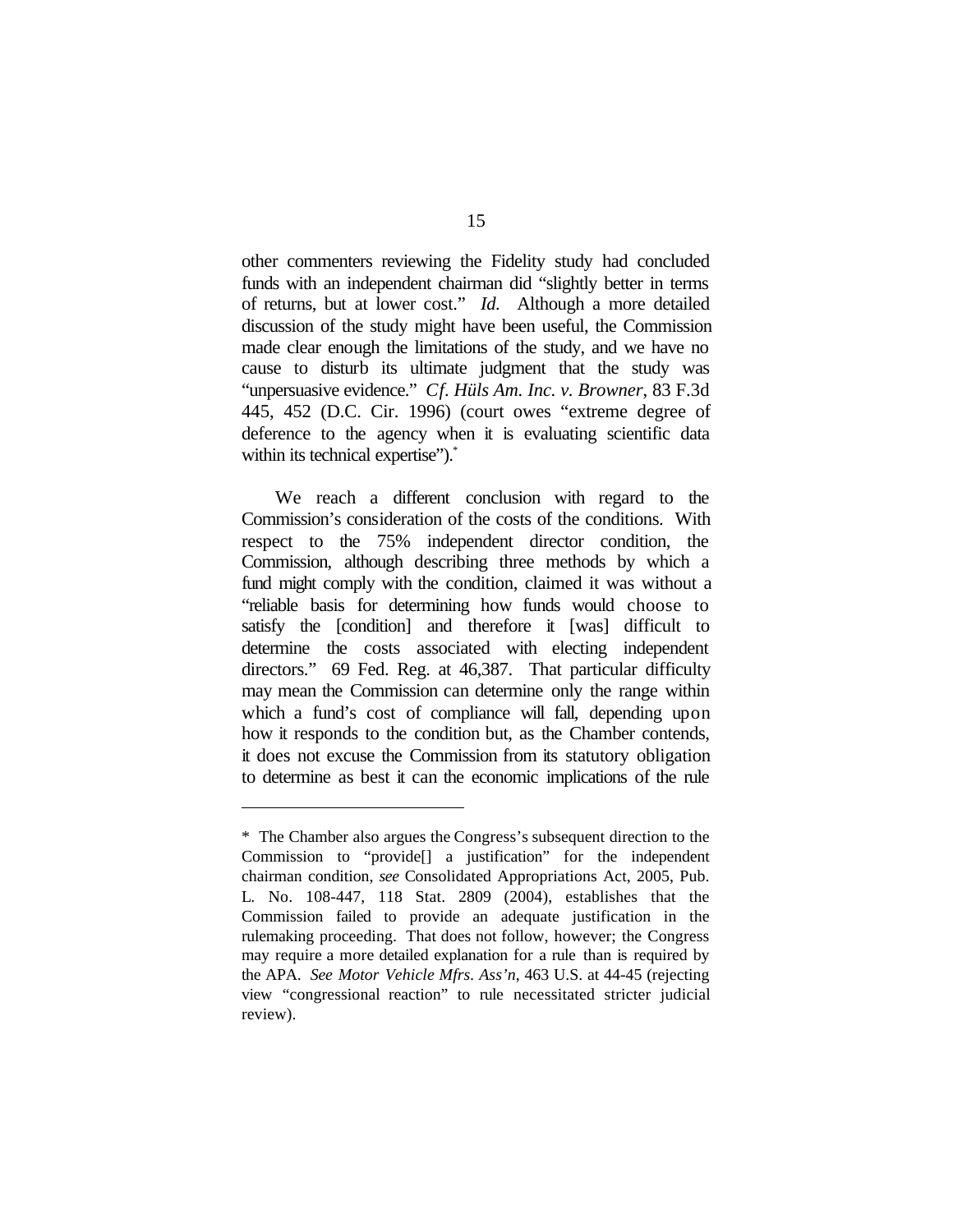other commenters reviewing the Fidelity study had concluded funds with an independent chairman did "slightly better in terms of returns, but at lower cost." *Id.* Although a more detailed discussion of the study might have been useful, the Commission made clear enough the limitations of the study, and we have no cause to disturb its ultimate judgment that the study was "unpersuasive evidence." *Cf. Hüls Am. Inc. v. Browner*, 83 F.3d 445, 452 (D.C. Cir. 1996) (court owes "extreme degree of deference to the agency when it is evaluating scientific data within its technical expertise").*

We reach a different conclusion with regard to the Commission's consideration of the costs of the conditions. With respect to the 75% independent director condition, the Commission, although describing three methods by which a fund might comply with the condition, claimed it was without a "reliable basis for determining how funds would choose to satisfy the [condition] and therefore it [was] difficult to determine the costs associated with electing independent directors." 69 Fed. Reg. at 46,387. That particular difficulty may mean the Commission can determine only the range within which a fund's cost of compliance will fall, depending upon how it responds to the condition but, as the Chamber contends, it does not excuse the Commission from its statutory obligation to determine as best it can the economic implications of the rule

---

\* The Chamber also argues the Congress's subsequent direction to the Commission to "provide[] a justification" for the independent chairman condition, *see* Consolidated Appropriations Act, 2005, Pub. L. No. 108-447, 118 Stat. 2809 (2004), establishes that the Commission failed to provide an adequate justification in the rulemaking proceeding. That does not follow, however; the Congress may require a more detailed explanation for a rule than is required by the APA. *See Motor Vehicle Mfrs. Ass'n*, 463 U.S. at 44-45 (rejecting view "congressional reaction" to rule necessitated stricter judicial review).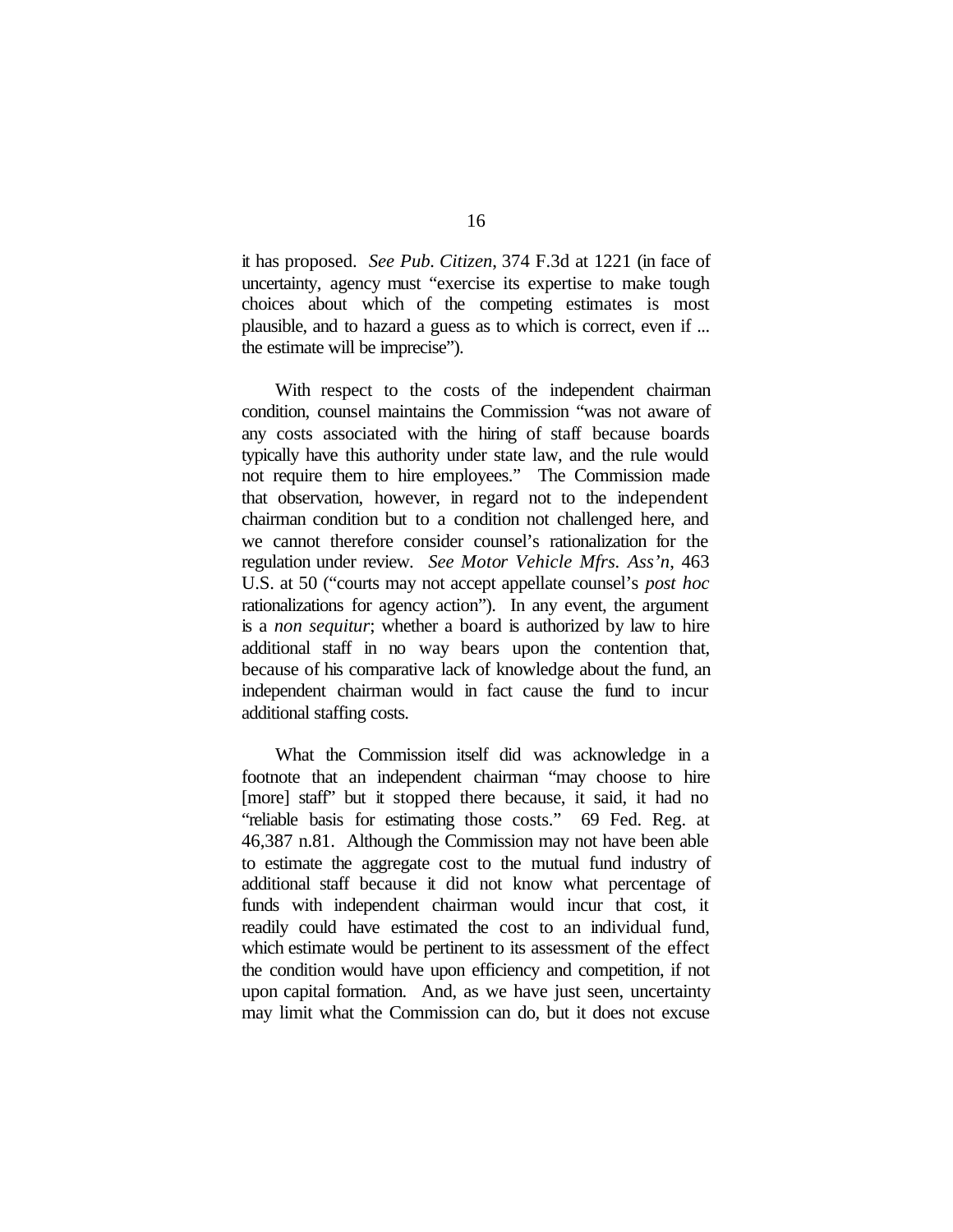it has proposed. *See Pub. Citizen*, 374 F.3d at 1221 (in face of uncertainty, agency must "exercise its expertise to make tough choices about which of the competing estimates is most plausible, and to hazard a guess as to which is correct, even if ... the estimate will be imprecise").

With respect to the costs of the independent chairman condition, counsel maintains the Commission "was not aware of any costs associated with the hiring of staff because boards typically have this authority under state law, and the rule would not require them to hire employees." The Commission made that observation, however, in regard not to the independent chairman condition but to a condition not challenged here, and we cannot therefore consider counsel's rationalization for the regulation under review. *See Motor Vehicle Mfrs. Ass'n*, 463 U.S. at 50 ("courts may not accept appellate counsel's *post hoc* rationalizations for agency action"). In any event, the argument is a *non sequitur*; whether a board is authorized by law to hire additional staff in no way bears upon the contention that, because of his comparative lack of knowledge about the fund, an independent chairman would in fact cause the fund to incur additional staffing costs.

What the Commission itself did was acknowledge in a footnote that an independent chairman "may choose to hire [more] staff" but it stopped there because, it said, it had no "reliable basis for estimating those costs." 69 Fed. Reg. at 46,387 n.81. Although the Commission may not have been able to estimate the aggregate cost to the mutual fund industry of additional staff because it did not know what percentage of funds with independent chairman would incur that cost, it readily could have estimated the cost to an individual fund, which estimate would be pertinent to its assessment of the effect the condition would have upon efficiency and competition, if not upon capital formation. And, as we have just seen, uncertainty may limit what the Commission can do, but it does not excuse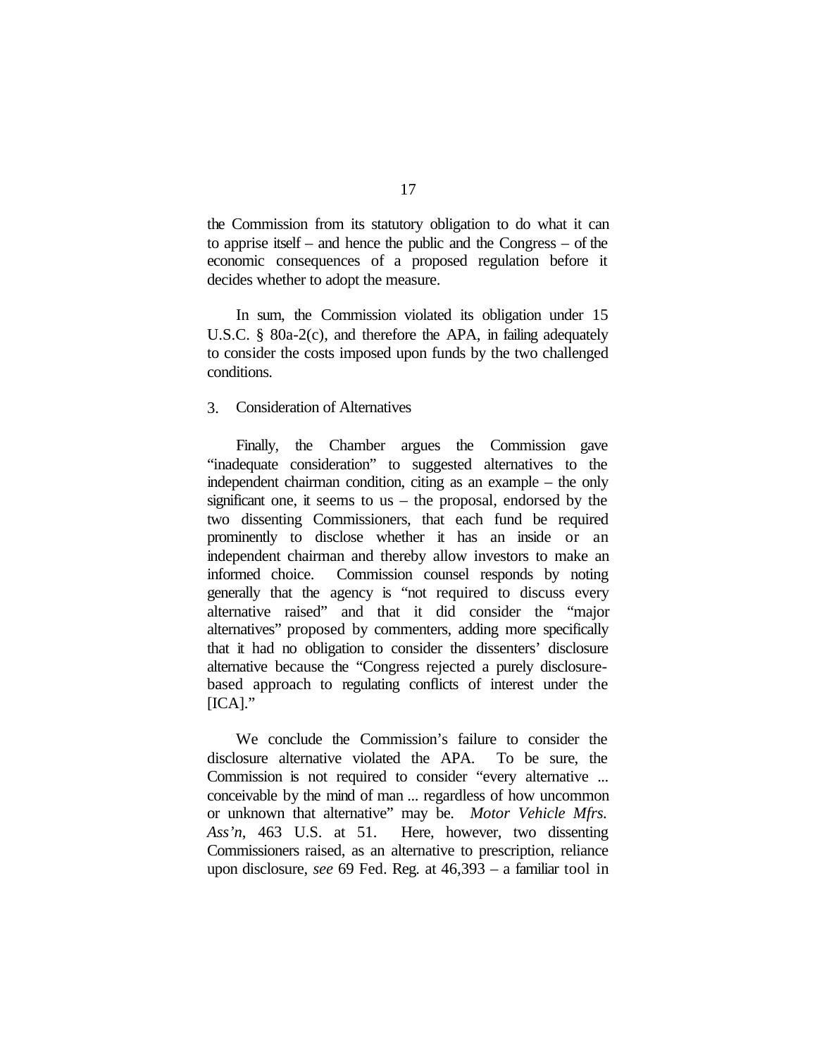the Commission from its statutory obligation to do what it can to apprise itself – and hence the public and the Congress – of the economic consequences of a proposed regulation before it decides whether to adopt the measure.

In sum, the Commission violated its obligation under 15 U.S.C. § 80a-2(c), and therefore the APA, in failing adequately to consider the costs imposed upon funds by the two challenged conditions.

3. Consideration of Alternatives

Finally, the Chamber argues the Commission gave "inadequate consideration" to suggested alternatives to the independent chairman condition, citing as an example – the only significant one, it seems to us – the proposal, endorsed by the two dissenting Commissioners, that each fund be required prominently to disclose whether it has an inside or an independent chairman and thereby allow investors to make an informed choice. Commission counsel responds by noting generally that the agency is "not required to discuss every alternative raised" and that it did consider the "major alternatives" proposed by commenters, adding more specifically that it had no obligation to consider the dissenters' disclosure alternative because the "Congress rejected a purely disclosure-based approach to regulating conflicts of interest under the [ICA]."

We conclude the Commission's failure to consider the disclosure alternative violated the APA. To be sure, the Commission is not required to consider "every alternative ... conceivable by the mind of man ... regardless of how uncommon or unknown that alternative" may be. *Motor Vehicle Mfrs. Ass'n*, 463 U.S. at 51. Here, however, two dissenting Commissioners raised, as an alternative to prescription, reliance upon disclosure, *see* 69 Fed. Reg. at 46,393 – a familiar tool in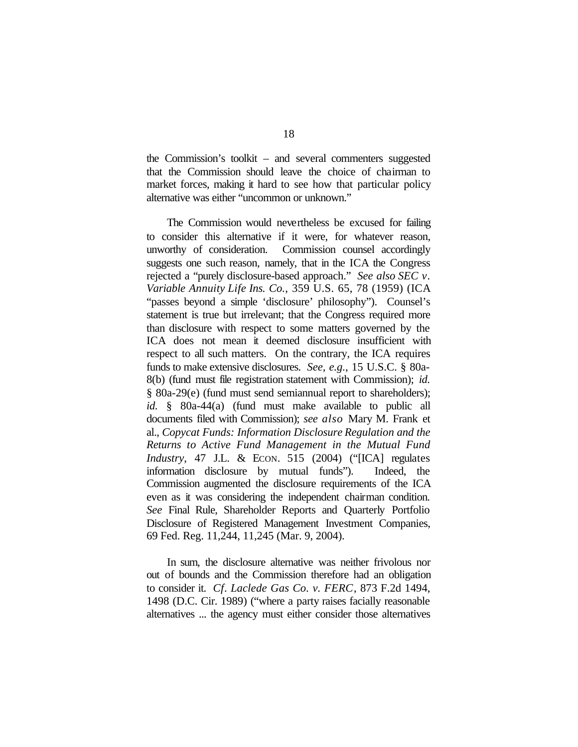the Commission's toolkit – and several commenters suggested that the Commission should leave the choice of chairman to market forces, making it hard to see how that particular policy alternative was either "uncommon or unknown."

The Commission would nevertheless be excused for failing to consider this alternative if it were, for whatever reason, unworthy of consideration. Commission counsel accordingly suggests one such reason, namely, that in the ICA the Congress rejected a "purely disclosure-based approach." *See also SEC v. Variable Annuity Life Ins. Co.*, 359 U.S. 65, 78 (1959) (ICA "passes beyond a simple 'disclosure' philosophy"). Counsel's statement is true but irrelevant; that the Congress required more than disclosure with respect to some matters governed by the ICA does not mean it deemed disclosure insufficient with respect to all such matters. On the contrary, the ICA requires funds to make extensive disclosures. *See, e.g.*, 15 U.S.C. § 80a-8(b) (fund must file registration statement with Commission); *id.* § 80a-29(e) (fund must send semiannual report to shareholders); *id.* § 80a-44(a) (fund must make available to public all documents filed with Commission); *see also* Mary M. Frank et al., *Copycat Funds: Information Disclosure Regulation and the Returns to Active Fund Management in the Mutual Fund Industry*, 47 J.L. & ECON. 515 (2004) ("[ICA] regulates information disclosure by mutual funds"). Indeed, the Commission augmented the disclosure requirements of the ICA even as it was considering the independent chairman condition. *See* Final Rule, Shareholder Reports and Quarterly Portfolio Disclosure of Registered Management Investment Companies, 69 Fed. Reg. 11,244, 11,245 (Mar. 9, 2004).

In sum, the disclosure alternative was neither frivolous nor out of bounds and the Commission therefore had an obligation to consider it. *Cf. Laclede Gas Co. v. FERC*, 873 F.2d 1494, 1498 (D.C. Cir. 1989) ("where a party raises facially reasonable alternatives ... the agency must either consider those alternatives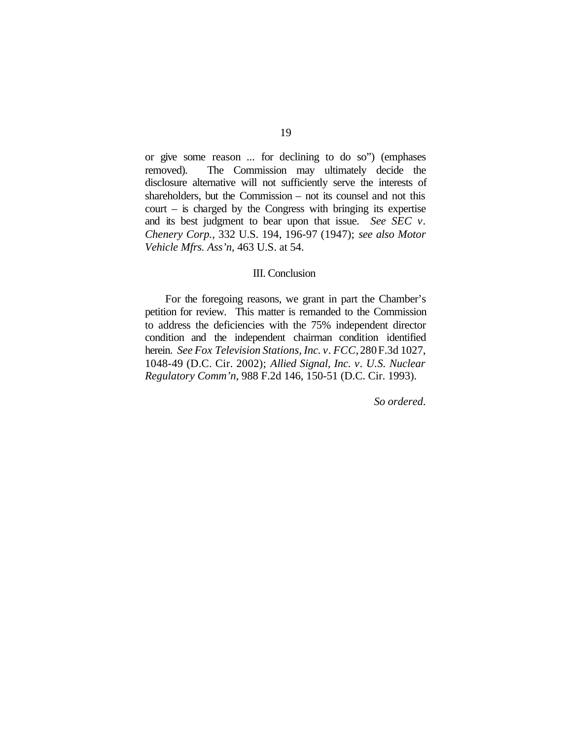or give some reason ... for declining to do so") (emphases removed). The Commission may ultimately decide the disclosure alternative will not sufficiently serve the interests of shareholders, but the Commission – not its counsel and not this court – is charged by the Congress with bringing its expertise and its best judgment to bear upon that issue. *See SEC v. Chenery Corp.*, 332 U.S. 194, 196-97 (1947); *see also Motor Vehicle Mfrs. Ass'n*, 463 U.S. at 54.

## III. Conclusion

For the foregoing reasons, we grant in part the Chamber's petition for review. This matter is remanded to the Commission to address the deficiencies with the 75% independent director condition and the independent chairman condition identified herein. *See Fox Television Stations, Inc. v. FCC*, 280 F.3d 1027, 1048-49 (D.C. Cir. 2002); *Allied Signal, Inc. v. U.S. Nuclear Regulatory Comm'n*, 988 F.2d 146, 150-51 (D.C. Cir. 1993).

*So ordered.*